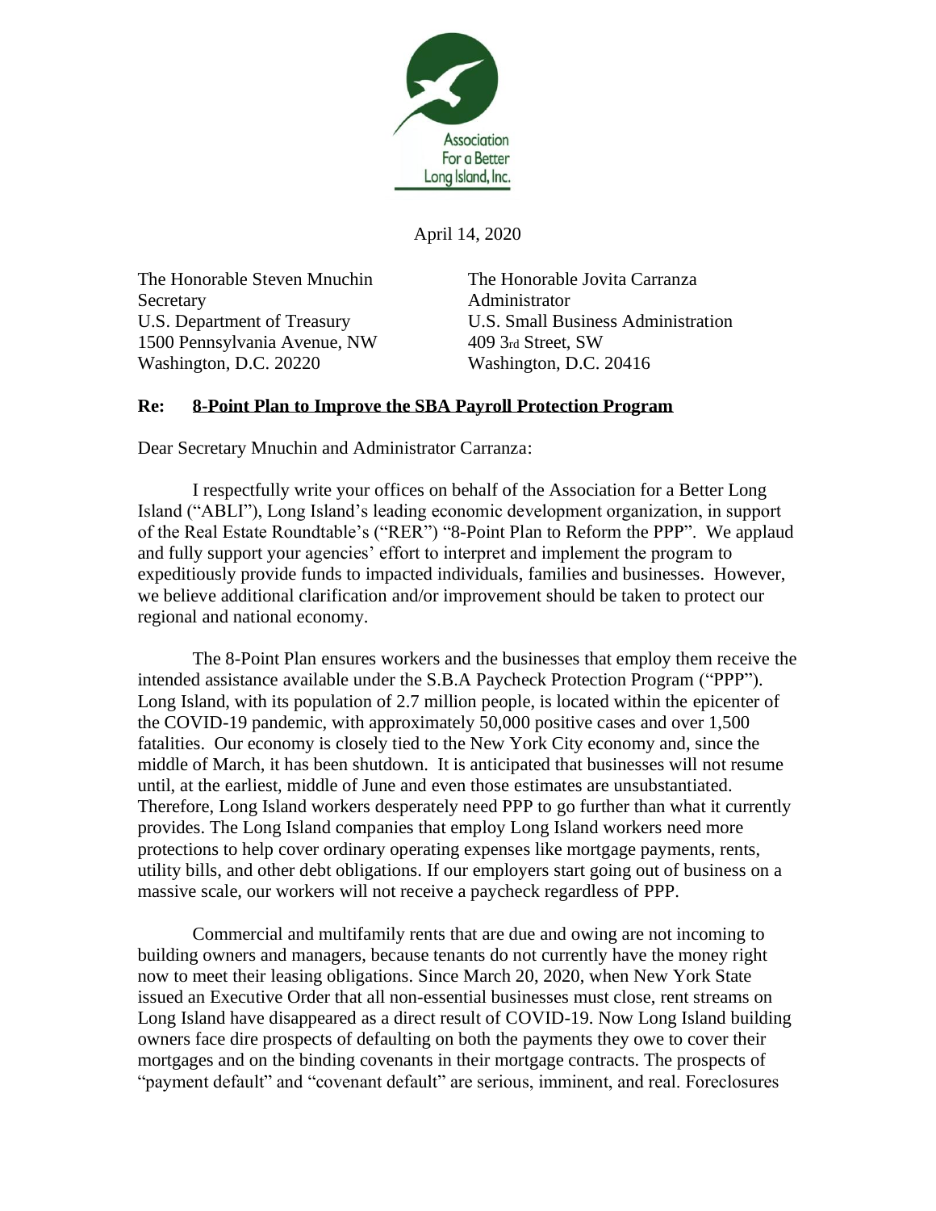Association For a Better Long Island, Inc.

April 14, 2020

The Honorable Steven Mnuchin
Secretary
U.S. Department of Treasury
1500 Pennsylvania Avenue, NW
Washington, D.C. 20220

The Honorable Jovita Carranza
Administrator
U.S. Small Business Administration
409 3rd Street, SW
Washington, D.C. 20416

**Re: <u>8-Point Plan to Improve the SBA Payroll Protection Program</u>**

Dear Secretary Mnuchin and Administrator Carranza:

I respectfully write your offices on behalf of the Association for a Better Long Island ("ABLI"), Long Island's leading economic development organization, in support of the Real Estate Roundtable's ("RER") "8-Point Plan to Reform the PPP". We applaud and fully support your agencies' effort to interpret and implement the program to expeditiously provide funds to impacted individuals, families and businesses. However, we believe additional clarification and/or improvement should be taken to protect our regional and national economy.

The 8-Point Plan ensures workers and the businesses that employ them receive the intended assistance available under the S.B.A Paycheck Protection Program ("PPP"). Long Island, with its population of 2.7 million people, is located within the epicenter of the COVID-19 pandemic, with approximately 50,000 positive cases and over 1,500 fatalities. Our economy is closely tied to the New York City economy and, since the middle of March, it has been shutdown. It is anticipated that businesses will not resume until, at the earliest, middle of June and even those estimates are unsubstantiated. Therefore, Long Island workers desperately need PPP to go further than what it currently provides. The Long Island companies that employ Long Island workers need more protections to help cover ordinary operating expenses like mortgage payments, rents, utility bills, and other debt obligations. If our employers start going out of business on a massive scale, our workers will not receive a paycheck regardless of PPP.

Commercial and multifamily rents that are due and owing are not incoming to building owners and managers, because tenants do not currently have the money right now to meet their leasing obligations. Since March 20, 2020, when New York State issued an Executive Order that all non-essential businesses must close, rent streams on Long Island have disappeared as a direct result of COVID-19. Now Long Island building owners face dire prospects of defaulting on both the payments they owe to cover their mortgages and on the binding covenants in their mortgage contracts. The prospects of "payment default" and "covenant default" are serious, imminent, and real. Foreclosures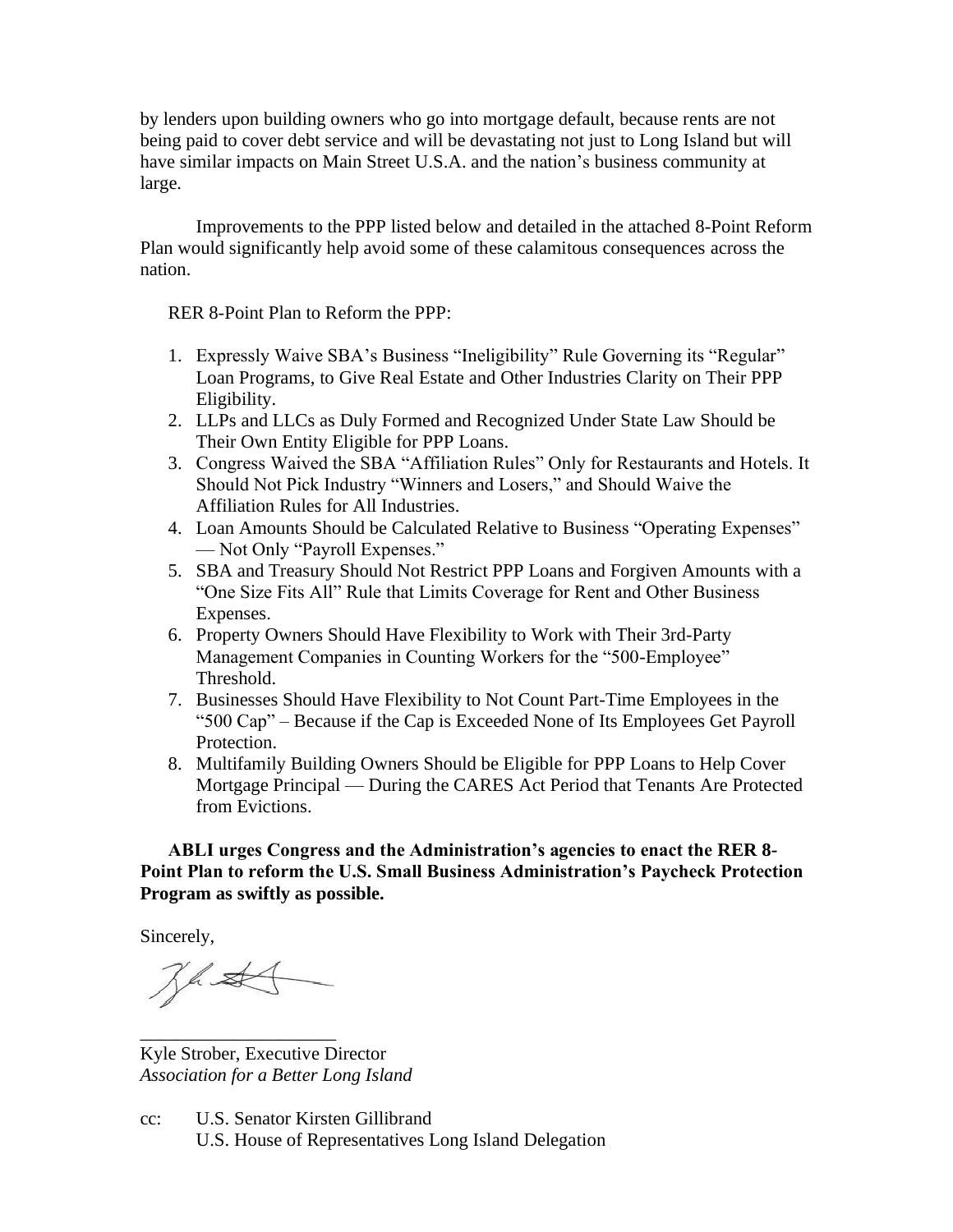by lenders upon building owners who go into mortgage default, because rents are not being paid to cover debt service and will be devastating not just to Long Island but will have similar impacts on Main Street U.S.A. and the nation's business community at large.

Improvements to the PPP listed below and detailed in the attached 8-Point Reform Plan would significantly help avoid some of these calamitous consequences across the nation.

RER 8-Point Plan to Reform the PPP:

1. Expressly Waive SBA's Business "Ineligibility" Rule Governing its "Regular" Loan Programs, to Give Real Estate and Other Industries Clarity on Their PPP Eligibility.
2. LLPs and LLCs as Duly Formed and Recognized Under State Law Should be Their Own Entity Eligible for PPP Loans.
3. Congress Waived the SBA "Affiliation Rules" Only for Restaurants and Hotels. It Should Not Pick Industry "Winners and Losers," and Should Waive the Affiliation Rules for All Industries.
4. Loan Amounts Should be Calculated Relative to Business "Operating Expenses" — Not Only "Payroll Expenses."
5. SBA and Treasury Should Not Restrict PPP Loans and Forgiven Amounts with a "One Size Fits All" Rule that Limits Coverage for Rent and Other Business Expenses.
6. Property Owners Should Have Flexibility to Work with Their 3rd-Party Management Companies in Counting Workers for the "500-Employee" Threshold.
7. Businesses Should Have Flexibility to Not Count Part-Time Employees in the "500 Cap" – Because if the Cap is Exceeded None of Its Employees Get Payroll Protection.
8. Multifamily Building Owners Should be Eligible for PPP Loans to Help Cover Mortgage Principal — During the CARES Act Period that Tenants Are Protected from Evictions.

**ABLI urges Congress and the Administration's agencies to enact the RER 8-Point Plan to reform the U.S. Small Business Administration's Paycheck Protection Program as swiftly as possible.**

Sincerely,

_____________________

Kyle Strober, Executive Director
*Association for a Better Long Island*

cc: U.S. Senator Kirsten Gillibrand
U.S. House of Representatives Long Island Delegation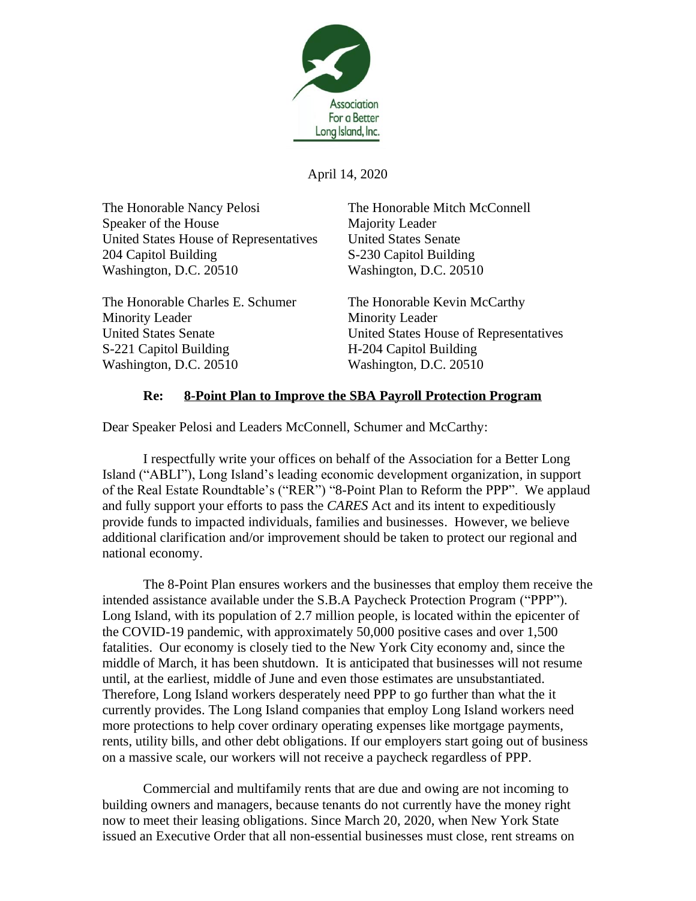Association For a Better Long Island, Inc.

April 14, 2020

The Honorable Nancy Pelosi  
Speaker of the House  
United States House of Representatives  
204 Capitol Building  
Washington, D.C. 20510

The Honorable Mitch McConnell  
Majority Leader  
United States Senate  
S-230 Capitol Building  
Washington, D.C. 20510

The Honorable Charles E. Schumer  
Minority Leader  
United States Senate  
S-221 Capitol Building  
Washington, D.C. 20510

The Honorable Kevin McCarthy  
Minority Leader  
United States House of Representatives  
H-204 Capitol Building  
Washington, D.C. 20510

**Re: <u>8-Point Plan to Improve the SBA Payroll Protection Program</u>**

Dear Speaker Pelosi and Leaders McConnell, Schumer and McCarthy:

I respectfully write your offices on behalf of the Association for a Better Long Island ("ABLI"), Long Island's leading economic development organization, in support of the Real Estate Roundtable's ("RER") "8-Point Plan to Reform the PPP". We applaud and fully support your efforts to pass the *CARES* Act and its intent to expeditiously provide funds to impacted individuals, families and businesses. However, we believe additional clarification and/or improvement should be taken to protect our regional and national economy.

The 8-Point Plan ensures workers and the businesses that employ them receive the intended assistance available under the S.B.A Paycheck Protection Program ("PPP"). Long Island, with its population of 2.7 million people, is located within the epicenter of the COVID-19 pandemic, with approximately 50,000 positive cases and over 1,500 fatalities. Our economy is closely tied to the New York City economy and, since the middle of March, it has been shutdown. It is anticipated that businesses will not resume until, at the earliest, middle of June and even those estimates are unsubstantiated. Therefore, Long Island workers desperately need PPP to go further than what the it currently provides. The Long Island companies that employ Long Island workers need more protections to help cover ordinary operating expenses like mortgage payments, rents, utility bills, and other debt obligations. If our employers start going out of business on a massive scale, our workers will not receive a paycheck regardless of PPP.

Commercial and multifamily rents that are due and owing are not incoming to building owners and managers, because tenants do not currently have the money right now to meet their leasing obligations. Since March 20, 2020, when New York State issued an Executive Order that all non-essential businesses must close, rent streams on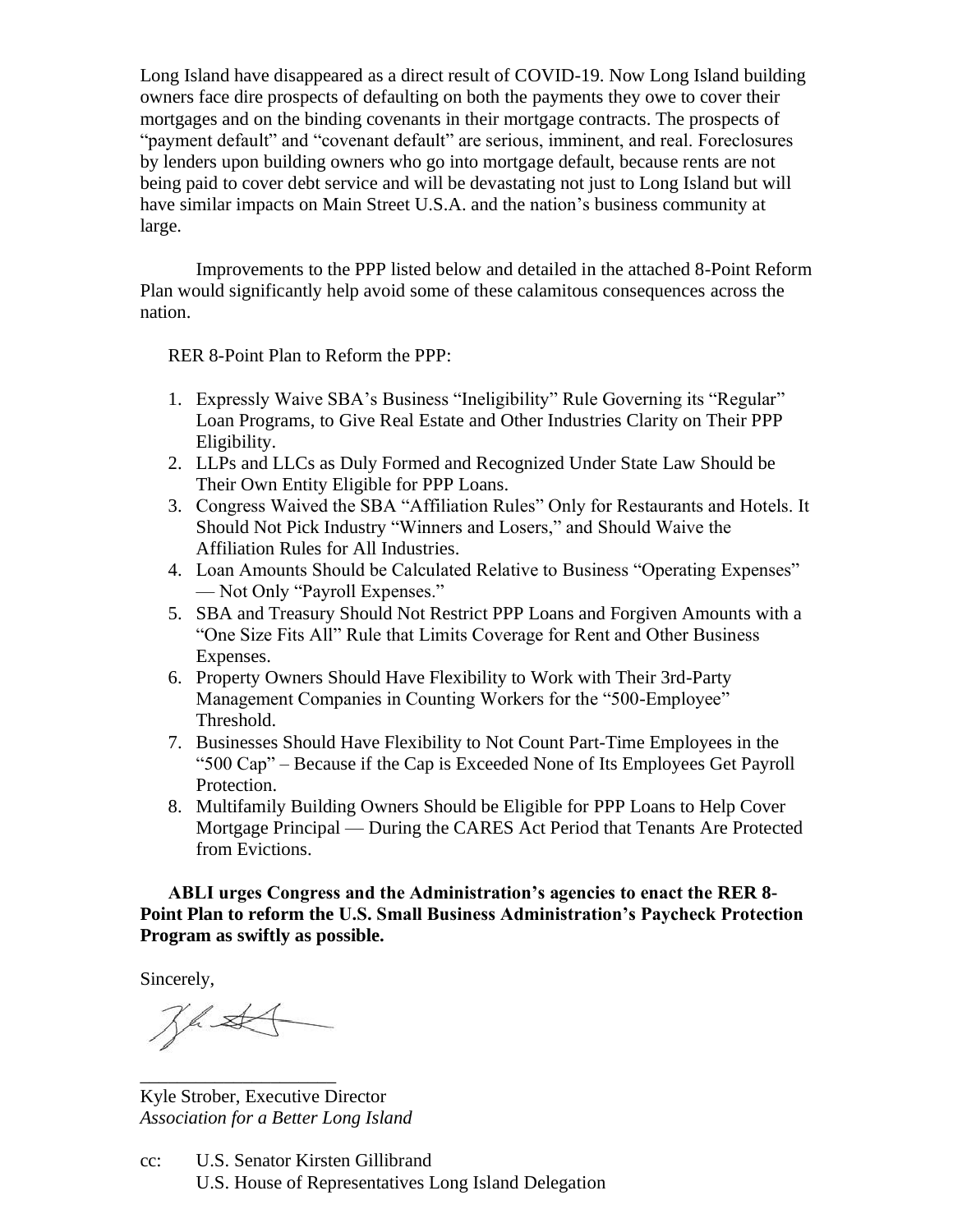Long Island have disappeared as a direct result of COVID-19. Now Long Island building owners face dire prospects of defaulting on both the payments they owe to cover their mortgages and on the binding covenants in their mortgage contracts. The prospects of "payment default" and "covenant default" are serious, imminent, and real. Foreclosures by lenders upon building owners who go into mortgage default, because rents are not being paid to cover debt service and will be devastating not just to Long Island but will have similar impacts on Main Street U.S.A. and the nation's business community at large.

Improvements to the PPP listed below and detailed in the attached 8-Point Reform Plan would significantly help avoid some of these calamitous consequences across the nation.

RER 8-Point Plan to Reform the PPP:

1. Expressly Waive SBA's Business "Ineligibility" Rule Governing its "Regular" Loan Programs, to Give Real Estate and Other Industries Clarity on Their PPP Eligibility.
2. LLPs and LLCs as Duly Formed and Recognized Under State Law Should be Their Own Entity Eligible for PPP Loans.
3. Congress Waived the SBA "Affiliation Rules" Only for Restaurants and Hotels. It Should Not Pick Industry "Winners and Losers," and Should Waive the Affiliation Rules for All Industries.
4. Loan Amounts Should be Calculated Relative to Business "Operating Expenses" — Not Only "Payroll Expenses."
5. SBA and Treasury Should Not Restrict PPP Loans and Forgiven Amounts with a "One Size Fits All" Rule that Limits Coverage for Rent and Other Business Expenses.
6. Property Owners Should Have Flexibility to Work with Their 3rd-Party Management Companies in Counting Workers for the "500-Employee" Threshold.
7. Businesses Should Have Flexibility to Not Count Part-Time Employees in the "500 Cap" – Because if the Cap is Exceeded None of Its Employees Get Payroll Protection.
8. Multifamily Building Owners Should be Eligible for PPP Loans to Help Cover Mortgage Principal — During the CARES Act Period that Tenants Are Protected from Evictions.

**ABLI urges Congress and the Administration's agencies to enact the RER 8-Point Plan to reform the U.S. Small Business Administration's Paycheck Protection Program as swiftly as possible.**

Sincerely,

\_\_\_\_\_\_\_\_\_\_\_\_\_\_\_\_\_\_\_\_\_

Kyle Strober, Executive Director
*Association for a Better Long Island*

cc: U.S. Senator Kirsten Gillibrand
U.S. House of Representatives Long Island Delegation